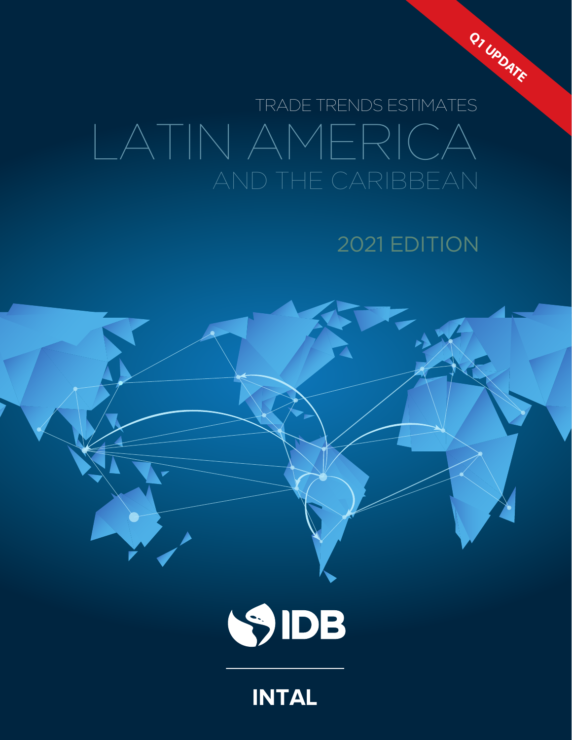Q1 UPDATE

TRADE TRENDS ESTIMATES

# LATIN AMERICA AND THE CARIBBEAN

2021 EDITION

IDB

INTAL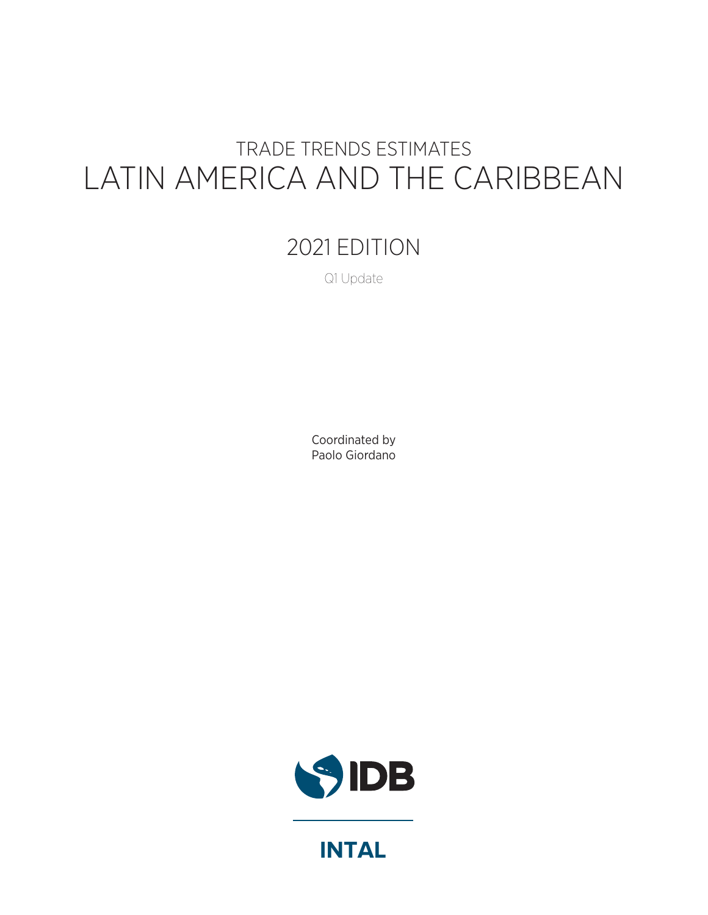# TRADE TRENDS ESTIMATES
# LATIN AMERICA AND THE CARIBBEAN

## 2021 EDITION

Q1 Update

Coordinated by
Paolo Giordano

IDB

INTAL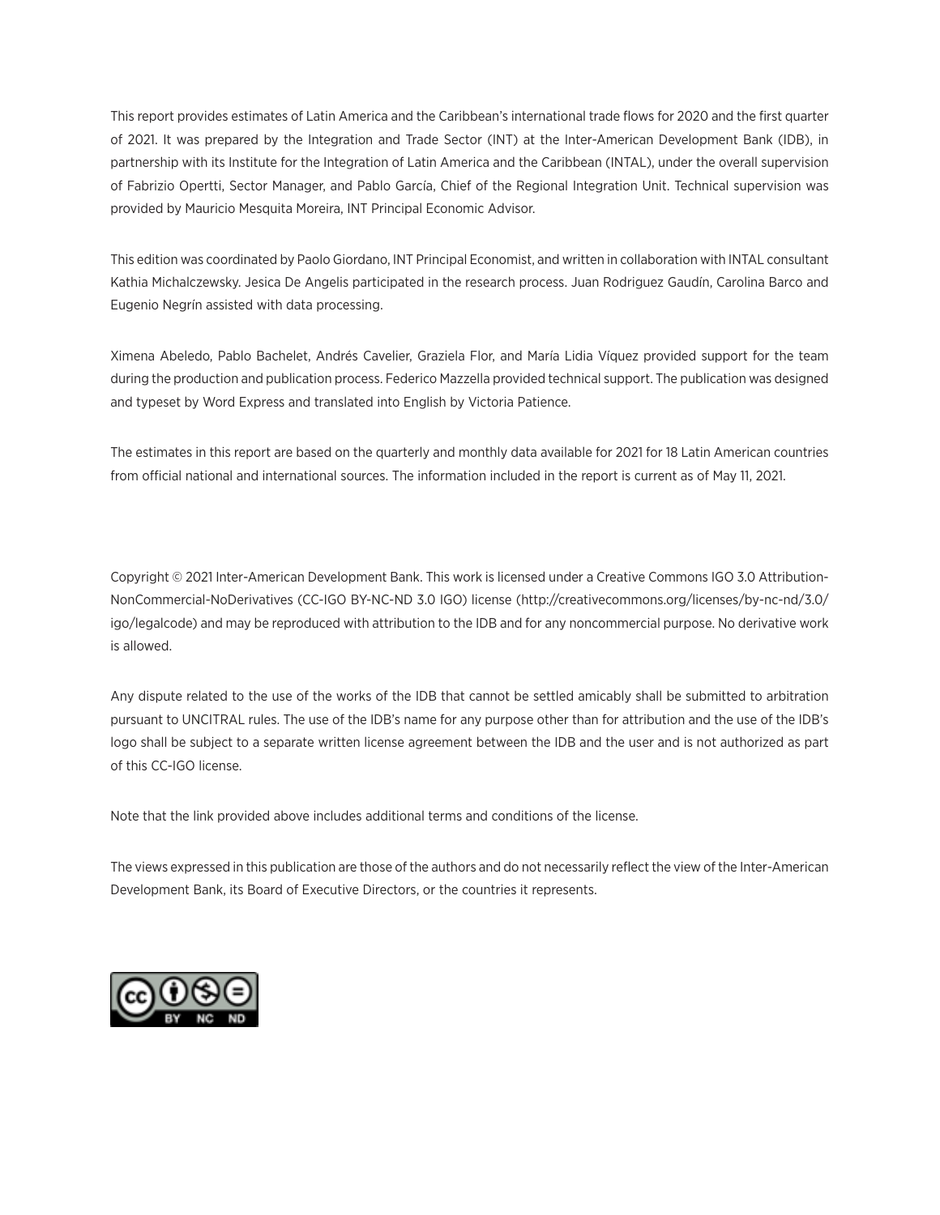This report provides estimates of Latin America and the Caribbean's international trade flows for 2020 and the first quarter of 2021. It was prepared by the Integration and Trade Sector (INT) at the Inter-American Development Bank (IDB), in partnership with its Institute for the Integration of Latin America and the Caribbean (INTAL), under the overall supervision of Fabrizio Opertti, Sector Manager, and Pablo García, Chief of the Regional Integration Unit. Technical supervision was provided by Mauricio Mesquita Moreira, INT Principal Economic Advisor.

This edition was coordinated by Paolo Giordano, INT Principal Economist, and written in collaboration with INTAL consultant Kathia Michalczewsky. Jesica De Angelis participated in the research process. Juan Rodriguez Gaudín, Carolina Barco and Eugenio Negrín assisted with data processing.

Ximena Abeledo, Pablo Bachelet, Andrés Cavelier, Graziela Flor, and María Lidia Víquez provided support for the team during the production and publication process. Federico Mazzella provided technical support. The publication was designed and typeset by Word Express and translated into English by Victoria Patience.

The estimates in this report are based on the quarterly and monthly data available for 2021 for 18 Latin American countries from official national and international sources. The information included in the report is current as of May 11, 2021.

Copyright © 2021 Inter-American Development Bank. This work is licensed under a Creative Commons IGO 3.0 Attribution-NonCommercial-NoDerivatives (CC-IGO BY-NC-ND 3.0 IGO) license (http://creativecommons.org/licenses/by-nc-nd/3.0/igo/legalcode) and may be reproduced with attribution to the IDB and for any noncommercial purpose. No derivative work is allowed.

Any dispute related to the use of the works of the IDB that cannot be settled amicably shall be submitted to arbitration pursuant to UNCITRAL rules. The use of the IDB's name for any purpose other than for attribution and the use of the IDB's logo shall be subject to a separate written license agreement between the IDB and the user and is not authorized as part of this CC-IGO license.

Note that the link provided above includes additional terms and conditions of the license.

The views expressed in this publication are those of the authors and do not necessarily reflect the view of the Inter-American Development Bank, its Board of Executive Directors, or the countries it represents.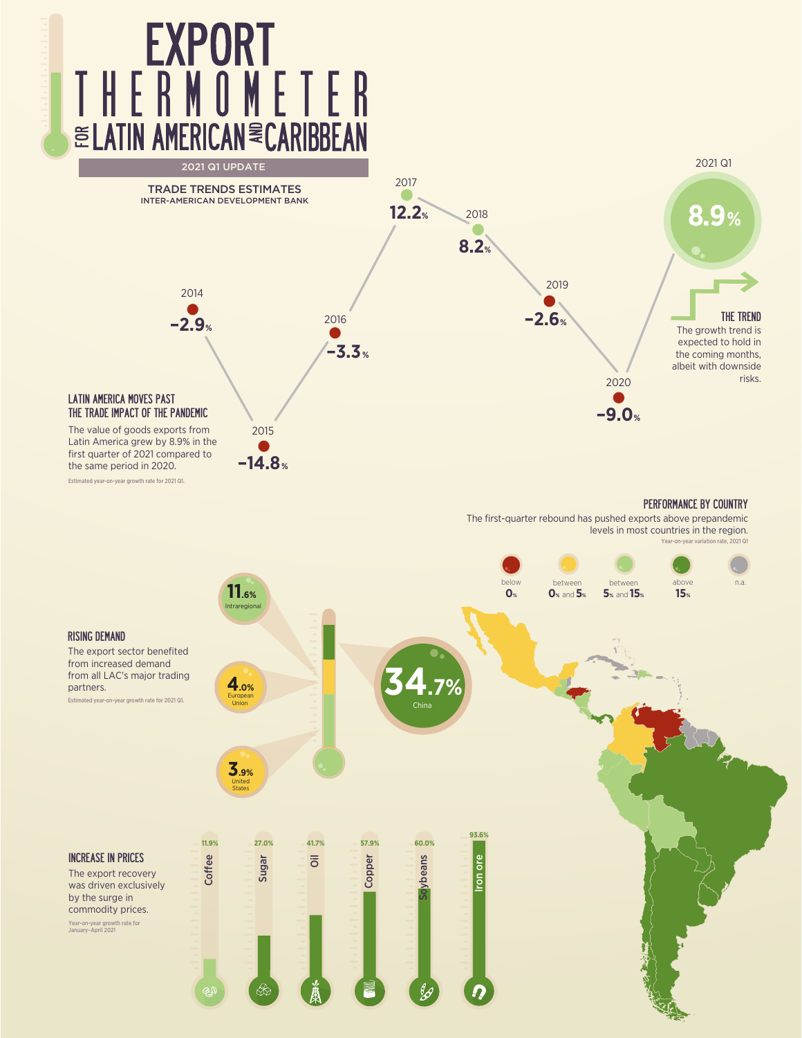# EXPORT THERMOMETER FOR LATIN AMERICAN AND CARIBBEAN

2021 Q1 UPDATE

TRADE TRENDS ESTIMATES
INTER-AMERICAN DEVELOPMENT BANK

| Year | Growth |
| --- | --- |
| 2014 | −2.9% |
| 2015 | −14.8% |
| 2016 | −3.3% |
| 2017 | 12.2% |
| 2018 | 8.2% |
| 2019 | −2.6% |
| 2020 | −9.0% |
| 2021 Q1 | 8.9% |

## THE TREND

The growth trend is expected to hold in the coming months, albeit with downside risks.

## LATIN AMERICA MOVES PAST THE TRADE IMPACT OF THE PANDEMIC

The value of goods exports from Latin America grew by 8.9% in the first quarter of 2021 compared to the same period in 2020.

Estimated year-on-year growth rate for 2021 Q1.

## PERFORMANCE BY COUNTRY

The first-quarter rebound has pushed exports above prepandemic levels in most countries in the region.

Year-on-year variation rate, 2021 Q1

below 0% | between 0% and 5% | between 5% and 15% | above 15% | n.a.

## RISING DEMAND

The export sector benefited from increased demand from all LAC's major trading partners.

Estimated year-on-year growth rate for 2021 Q1.

| Partner | Growth |
| --- | --- |
| China | 34.7% |
| Intraregional | 11.6% |
| European Union | 4.0% |
| United States | 3.9% |

## INCREASE IN PRICES

The export recovery was driven exclusively by the surge in commodity prices.

Year-on-year growth rate for January–April 2021

| Commodity | Growth |
| --- | --- |
| Coffee | 11.9% |
| Sugar | 27.0% |
| Oil | 41.7% |
| Copper | 57.9% |
| Soybeans | 60.0% |
| Iron ore | 93.6% |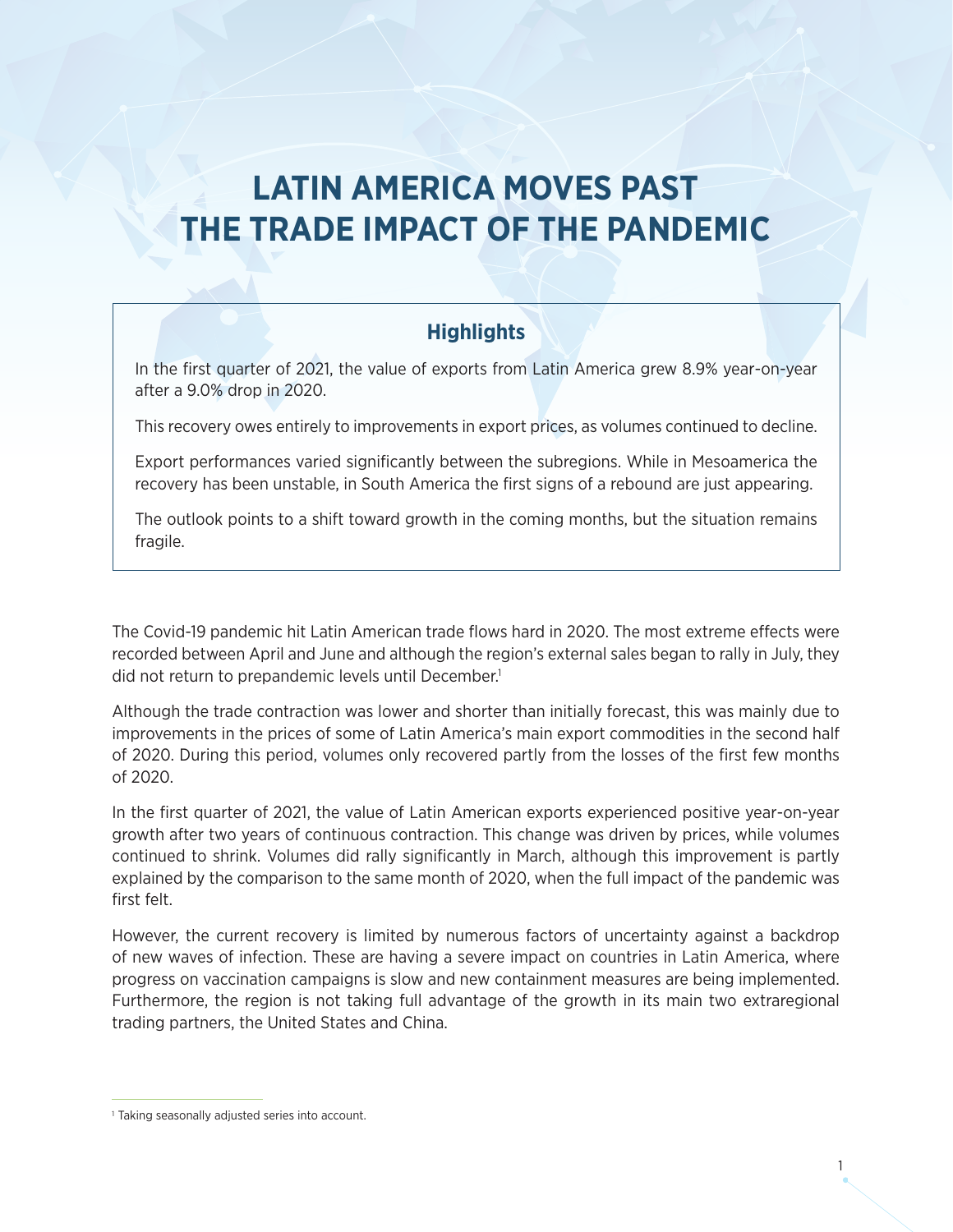# LATIN AMERICA MOVES PAST THE TRADE IMPACT OF THE PANDEMIC

## Highlights

In the first quarter of 2021, the value of exports from Latin America grew 8.9% year-on-year after a 9.0% drop in 2020.

This recovery owes entirely to improvements in export prices, as volumes continued to decline.

Export performances varied significantly between the subregions. While in Mesoamerica the recovery has been unstable, in South America the first signs of a rebound are just appearing.

The outlook points to a shift toward growth in the coming months, but the situation remains fragile.

The Covid-19 pandemic hit Latin American trade flows hard in 2020. The most extreme effects were recorded between April and June and although the region's external sales began to rally in July, they did not return to prepandemic levels until December.[1]

Although the trade contraction was lower and shorter than initially forecast, this was mainly due to improvements in the prices of some of Latin America's main export commodities in the second half of 2020. During this period, volumes only recovered partly from the losses of the first few months of 2020.

In the first quarter of 2021, the value of Latin American exports experienced positive year-on-year growth after two years of continuous contraction. This change was driven by prices, while volumes continued to shrink. Volumes did rally significantly in March, although this improvement is partly explained by the comparison to the same month of 2020, when the full impact of the pandemic was first felt.

However, the current recovery is limited by numerous factors of uncertainty against a backdrop of new waves of infection. These are having a severe impact on countries in Latin America, where progress on vaccination campaigns is slow and new containment measures are being implemented. Furthermore, the region is not taking full advantage of the growth in its main two extraregional trading partners, the United States and China.

[1] Taking seasonally adjusted series into account.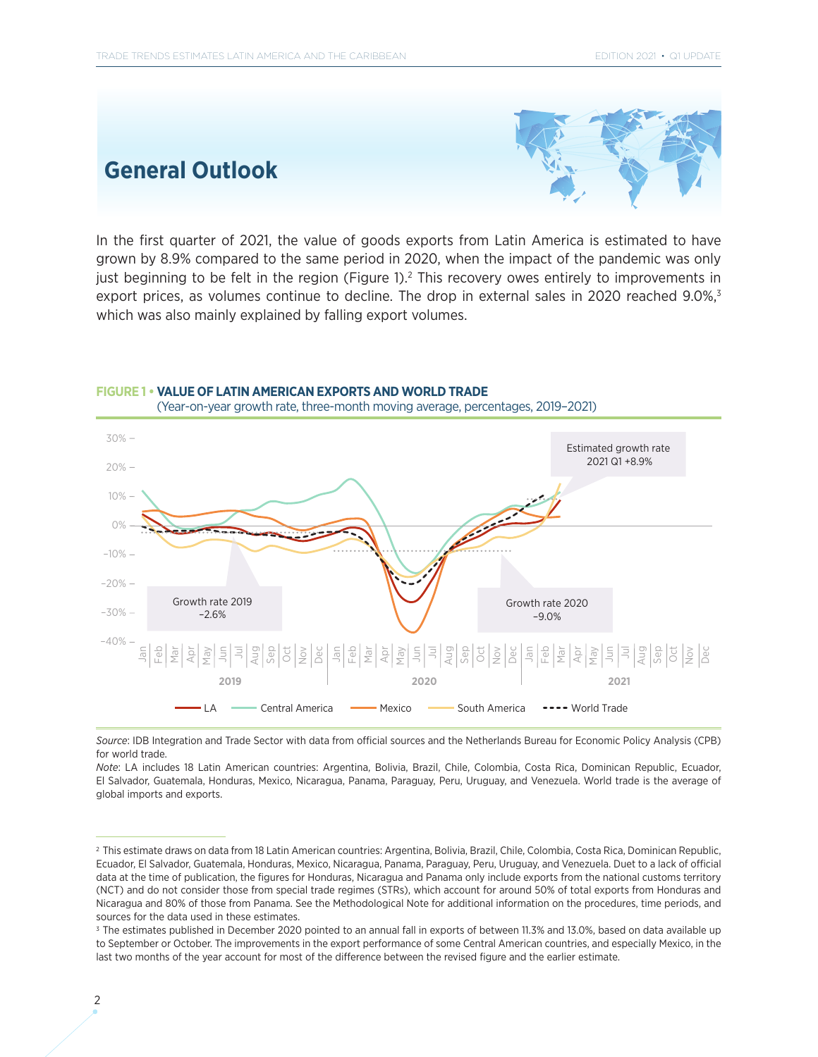## General Outlook

In the first quarter of 2021, the value of goods exports from Latin America is estimated to have grown by 8.9% compared to the same period in 2020, when the impact of the pandemic was only just beginning to be felt in the region (Figure 1).[2] This recovery owes entirely to improvements in export prices, as volumes continue to decline. The drop in external sales in 2020 reached 9.0%,[3] which was also mainly explained by falling export volumes.

**FIGURE 1 • VALUE OF LATIN AMERICAN EXPORTS AND WORLD TRADE**
(Year-on-year growth rate, three-month moving average, percentages, 2019–2021)

*Source*: IDB Integration and Trade Sector with data from official sources and the Netherlands Bureau for Economic Policy Analysis (CPB) for world trade.
*Note*: LA includes 18 Latin American countries: Argentina, Bolivia, Brazil, Chile, Colombia, Costa Rica, Dominican Republic, Ecuador, El Salvador, Guatemala, Honduras, Mexico, Nicaragua, Panama, Paraguay, Peru, Uruguay, and Venezuela. World trade is the average of global imports and exports.

---

[2] This estimate draws on data from 18 Latin American countries: Argentina, Bolivia, Brazil, Chile, Colombia, Costa Rica, Dominican Republic, Ecuador, El Salvador, Guatemala, Honduras, Mexico, Nicaragua, Panama, Paraguay, Peru, Uruguay, and Venezuela. Duet to a lack of official data at the time of publication, the figures for Honduras, Nicaragua and Panama only include exports from the national customs territory (NCT) and do not consider those from special trade regimes (STRs), which account for around 50% of total exports from Honduras and Nicaragua and 80% of those from Panama. See the Methodological Note for additional information on the procedures, time periods, and sources for the data used in these estimates.

[3] The estimates published in December 2020 pointed to an annual fall in exports of between 11.3% and 13.0%, based on data available up to September or October. The improvements in the export performance of some Central American countries, and especially Mexico, in the last two months of the year account for most of the difference between the revised figure and the earlier estimate.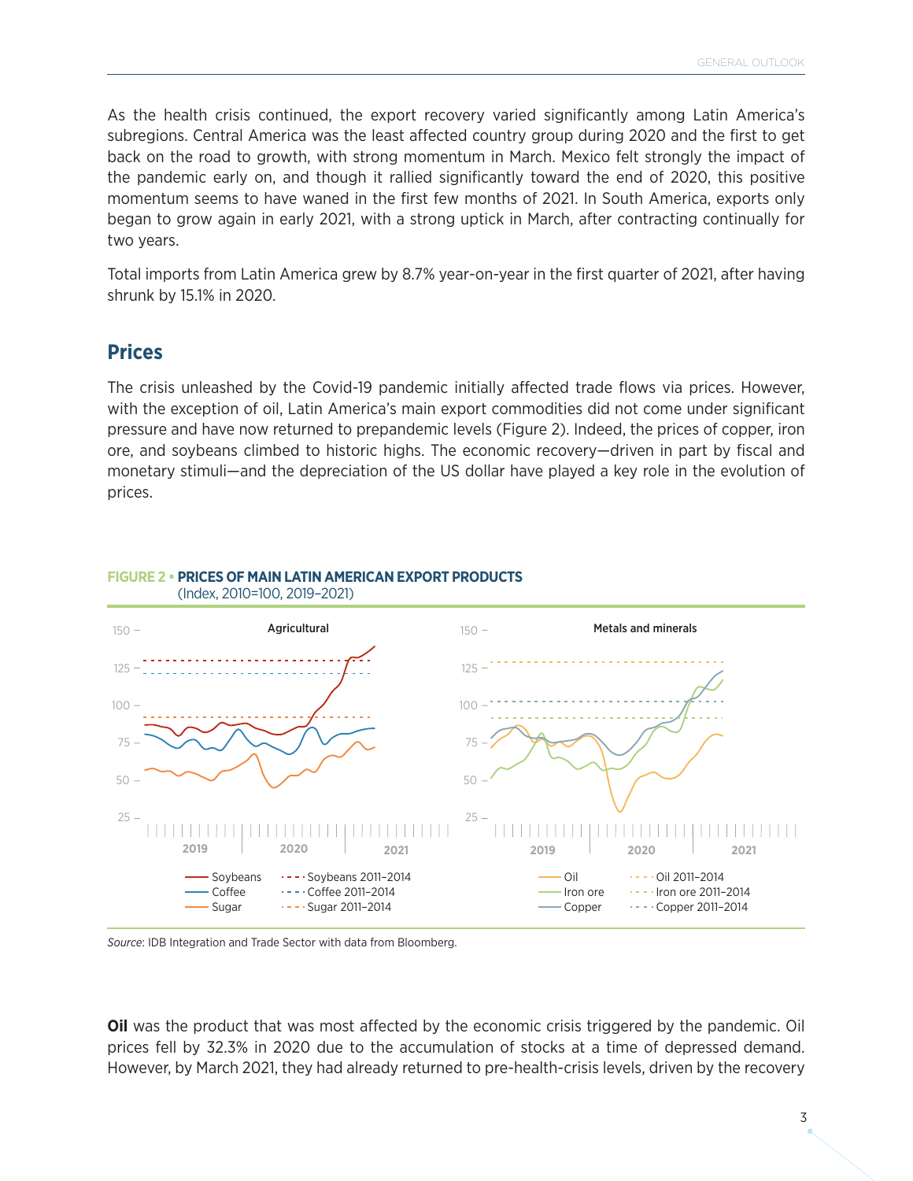As the health crisis continued, the export recovery varied significantly among Latin America's subregions. Central America was the least affected country group during 2020 and the first to get back on the road to growth, with strong momentum in March. Mexico felt strongly the impact of the pandemic early on, and though it rallied significantly toward the end of 2020, this positive momentum seems to have waned in the first few months of 2021. In South America, exports only began to grow again in early 2021, with a strong uptick in March, after contracting continually for two years.

Total imports from Latin America grew by 8.7% year-on-year in the first quarter of 2021, after having shrunk by 15.1% in 2020.

## Prices

The crisis unleashed by the Covid-19 pandemic initially affected trade flows via prices. However, with the exception of oil, Latin America's main export commodities did not come under significant pressure and have now returned to prepandemic levels (Figure 2). Indeed, the prices of copper, iron ore, and soybeans climbed to historic highs. The economic recovery—driven in part by fiscal and monetary stimuli—and the depreciation of the US dollar have played a key role in the evolution of prices.

**FIGURE 2 • PRICES OF MAIN LATIN AMERICAN EXPORT PRODUCTS**
(Index, 2010=100, 2019–2021)

*Source*: IDB Integration and Trade Sector with data from Bloomberg.

**Oil** was the product that was most affected by the economic crisis triggered by the pandemic. Oil prices fell by 32.3% in 2020 due to the accumulation of stocks at a time of depressed demand. However, by March 2021, they had already returned to pre-health-crisis levels, driven by the recovery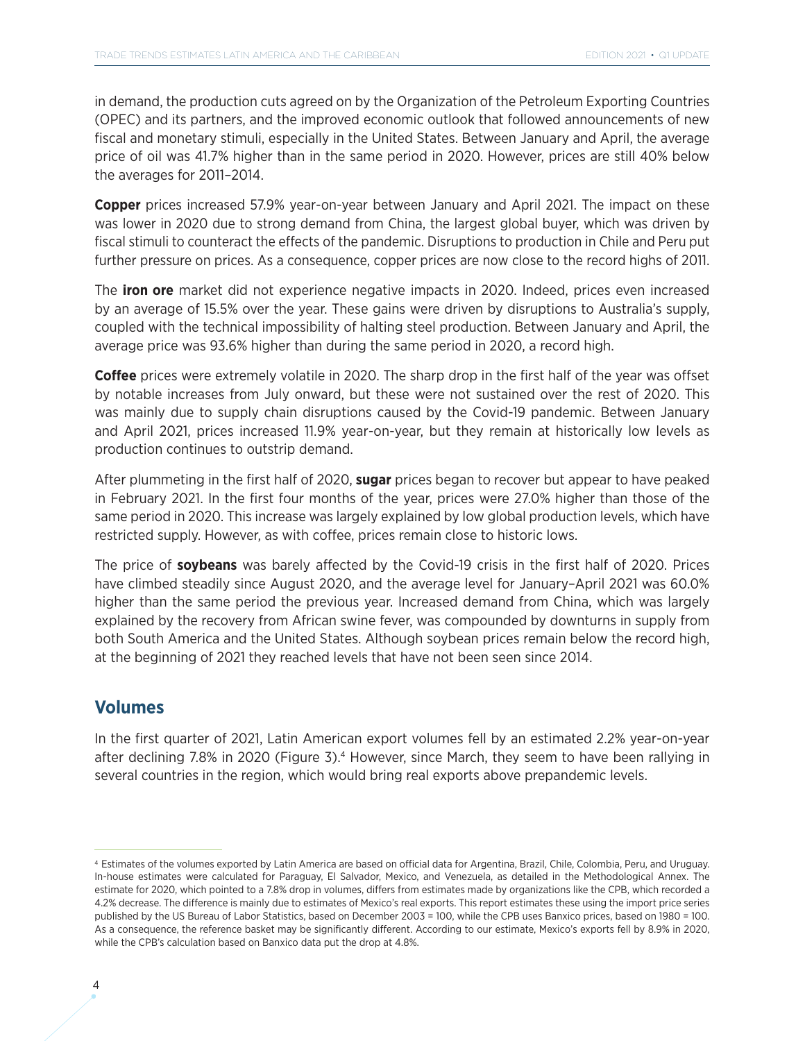in demand, the production cuts agreed on by the Organization of the Petroleum Exporting Countries (OPEC) and its partners, and the improved economic outlook that followed announcements of new fiscal and monetary stimuli, especially in the United States. Between January and April, the average price of oil was 41.7% higher than in the same period in 2020. However, prices are still 40% below the averages for 2011–2014.

**Copper** prices increased 57.9% year-on-year between January and April 2021. The impact on these was lower in 2020 due to strong demand from China, the largest global buyer, which was driven by fiscal stimuli to counteract the effects of the pandemic. Disruptions to production in Chile and Peru put further pressure on prices. As a consequence, copper prices are now close to the record highs of 2011.

The **iron ore** market did not experience negative impacts in 2020. Indeed, prices even increased by an average of 15.5% over the year. These gains were driven by disruptions to Australia's supply, coupled with the technical impossibility of halting steel production. Between January and April, the average price was 93.6% higher than during the same period in 2020, a record high.

**Coffee** prices were extremely volatile in 2020. The sharp drop in the first half of the year was offset by notable increases from July onward, but these were not sustained over the rest of 2020. This was mainly due to supply chain disruptions caused by the Covid-19 pandemic. Between January and April 2021, prices increased 11.9% year-on-year, but they remain at historically low levels as production continues to outstrip demand.

After plummeting in the first half of 2020, **sugar** prices began to recover but appear to have peaked in February 2021. In the first four months of the year, prices were 27.0% higher than those of the same period in 2020. This increase was largely explained by low global production levels, which have restricted supply. However, as with coffee, prices remain close to historic lows.

The price of **soybeans** was barely affected by the Covid-19 crisis in the first half of 2020. Prices have climbed steadily since August 2020, and the average level for January–April 2021 was 60.0% higher than the same period the previous year. Increased demand from China, which was largely explained by the recovery from African swine fever, was compounded by downturns in supply from both South America and the United States. Although soybean prices remain below the record high, at the beginning of 2021 they reached levels that have not been seen since 2014.

## Volumes

In the first quarter of 2021, Latin American export volumes fell by an estimated 2.2% year-on-year after declining 7.8% in 2020 (Figure 3).[4] However, since March, they seem to have been rallying in several countries in the region, which would bring real exports above prepandemic levels.

---

[4] Estimates of the volumes exported by Latin America are based on official data for Argentina, Brazil, Chile, Colombia, Peru, and Uruguay. In-house estimates were calculated for Paraguay, El Salvador, Mexico, and Venezuela, as detailed in the Methodological Annex. The estimate for 2020, which pointed to a 7.8% drop in volumes, differs from estimates made by organizations like the CPB, which recorded a 4.2% decrease. The difference is mainly due to estimates of Mexico's real exports. This report estimates these using the import price series published by the US Bureau of Labor Statistics, based on December 2003 = 100, while the CPB uses Banxico prices, based on 1980 = 100. As a consequence, the reference basket may be significantly different. According to our estimate, Mexico's exports fell by 8.9% in 2020, while the CPB's calculation based on Banxico data put the drop at 4.8%.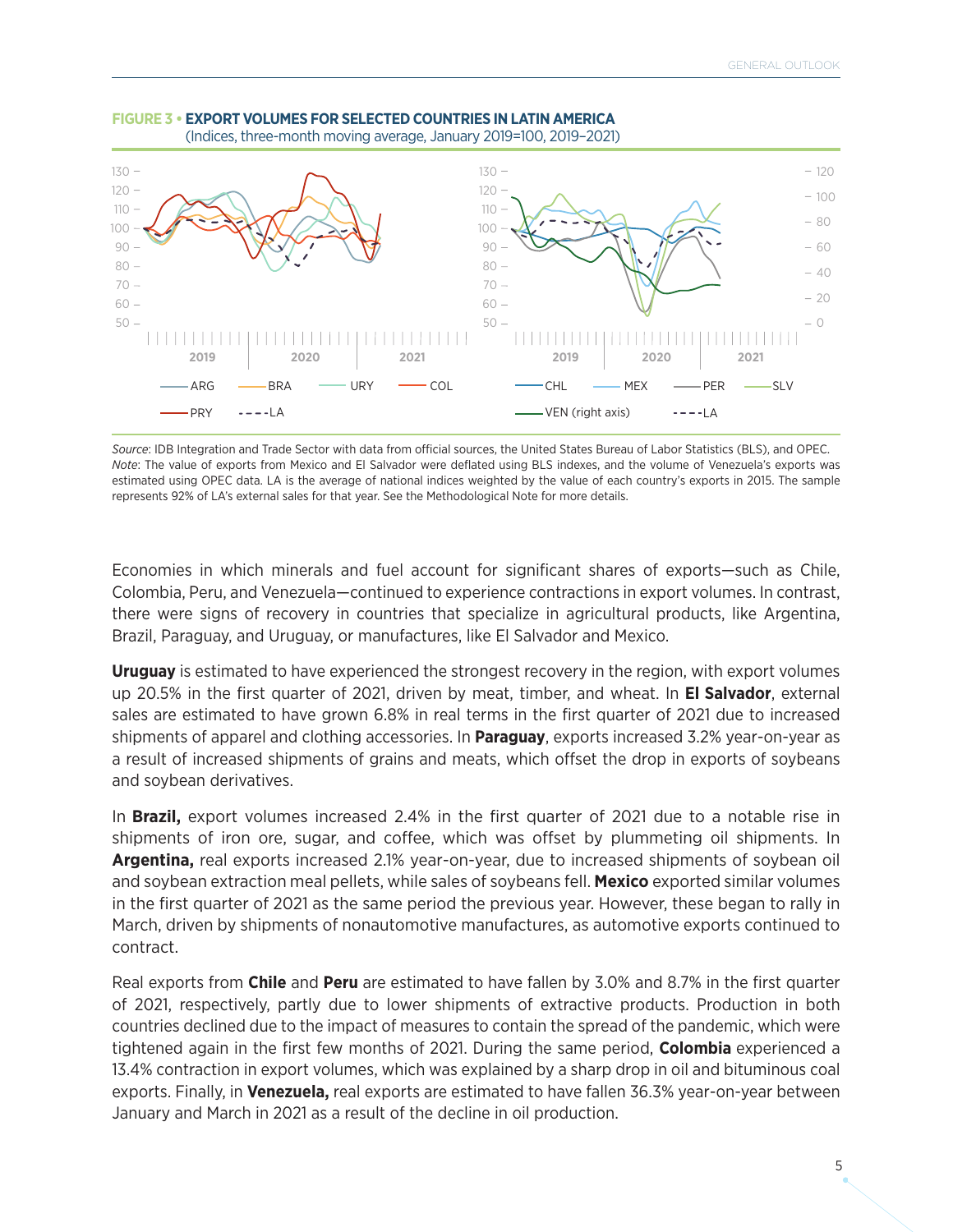**FIGURE 3 • EXPORT VOLUMES FOR SELECTED COUNTRIES IN LATIN AMERICA**
(Indices, three-month moving average, January 2019=100, 2019–2021)

*Source*: IDB Integration and Trade Sector with data from official sources, the United States Bureau of Labor Statistics (BLS), and OPEC.
*Note*: The value of exports from Mexico and El Salvador were deflated using BLS indexes, and the volume of Venezuela's exports was estimated using OPEC data. LA is the average of national indices weighted by the value of each country's exports in 2015. The sample represents 92% of LA's external sales for that year. See the Methodological Note for more details.

Economies in which minerals and fuel account for significant shares of exports—such as Chile, Colombia, Peru, and Venezuela—continued to experience contractions in export volumes. In contrast, there were signs of recovery in countries that specialize in agricultural products, like Argentina, Brazil, Paraguay, and Uruguay, or manufactures, like El Salvador and Mexico.

**Uruguay** is estimated to have experienced the strongest recovery in the region, with export volumes up 20.5% in the first quarter of 2021, driven by meat, timber, and wheat. In **El Salvador**, external sales are estimated to have grown 6.8% in real terms in the first quarter of 2021 due to increased shipments of apparel and clothing accessories. In **Paraguay**, exports increased 3.2% year-on-year as a result of increased shipments of grains and meats, which offset the drop in exports of soybeans and soybean derivatives.

In **Brazil,** export volumes increased 2.4% in the first quarter of 2021 due to a notable rise in shipments of iron ore, sugar, and coffee, which was offset by plummeting oil shipments. In **Argentina,** real exports increased 2.1% year-on-year, due to increased shipments of soybean oil and soybean extraction meal pellets, while sales of soybeans fell. **Mexico** exported similar volumes in the first quarter of 2021 as the same period the previous year. However, these began to rally in March, driven by shipments of nonautomotive manufactures, as automotive exports continued to contract.

Real exports from **Chile** and **Peru** are estimated to have fallen by 3.0% and 8.7% in the first quarter of 2021, respectively, partly due to lower shipments of extractive products. Production in both countries declined due to the impact of measures to contain the spread of the pandemic, which were tightened again in the first few months of 2021. During the same period, **Colombia** experienced a 13.4% contraction in export volumes, which was explained by a sharp drop in oil and bituminous coal exports. Finally, in **Venezuela,** real exports are estimated to have fallen 36.3% year-on-year between January and March in 2021 as a result of the decline in oil production.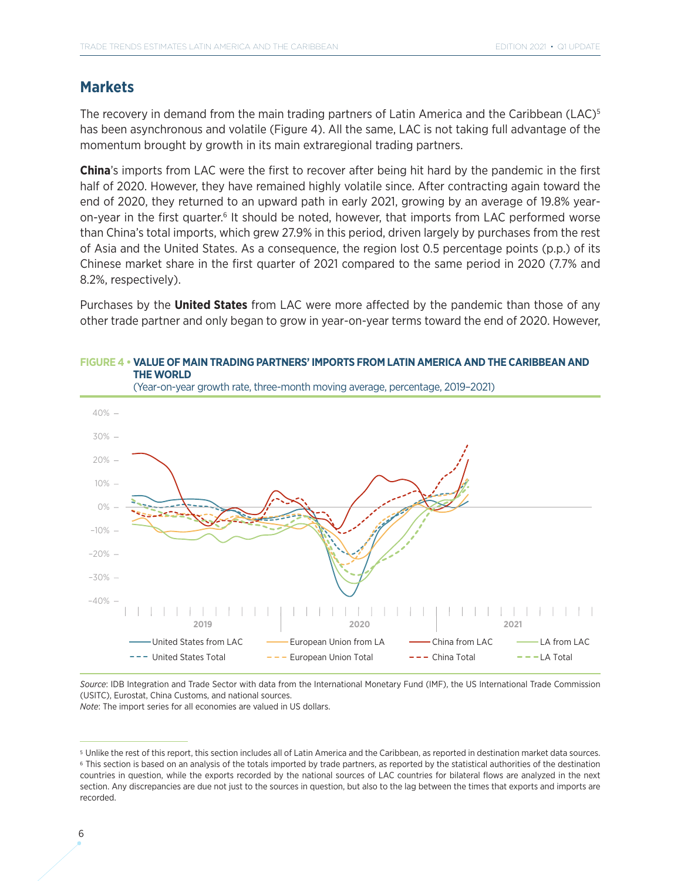## Markets

The recovery in demand from the main trading partners of Latin America and the Caribbean (LAC)[5] has been asynchronous and volatile (Figure 4). All the same, LAC is not taking full advantage of the momentum brought by growth in its main extraregional trading partners.

**China**'s imports from LAC were the first to recover after being hit hard by the pandemic in the first half of 2020. However, they have remained highly volatile since. After contracting again toward the end of 2020, they returned to an upward path in early 2021, growing by an average of 19.8% year-on-year in the first quarter.[6] It should be noted, however, that imports from LAC performed worse than China's total imports, which grew 27.9% in this period, driven largely by purchases from the rest of Asia and the United States. As a consequence, the region lost 0.5 percentage points (p.p.) of its Chinese market share in the first quarter of 2021 compared to the same period in 2020 (7.7% and 8.2%, respectively).

Purchases by the **United States** from LAC were more affected by the pandemic than those of any other trade partner and only began to grow in year-on-year terms toward the end of 2020. However,

**FIGURE 4 • VALUE OF MAIN TRADING PARTNERS' IMPORTS FROM LATIN AMERICA AND THE CARIBBEAN AND THE WORLD**

(Year-on-year growth rate, three-month moving average, percentage, 2019–2021)

*Source*: IDB Integration and Trade Sector with data from the International Monetary Fund (IMF), the US International Trade Commission (USITC), Eurostat, China Customs, and national sources.

*Note*: The import series for all economies are valued in US dollars.

[5] Unlike the rest of this report, this section includes all of Latin America and the Caribbean, as reported in destination market data sources.

[6] This section is based on an analysis of the totals imported by trade partners, as reported by the statistical authorities of the destination countries in question, while the exports recorded by the national sources of LAC countries for bilateral flows are analyzed in the next section. Any discrepancies are due not just to the sources in question, but also to the lag between the times that exports and imports are recorded.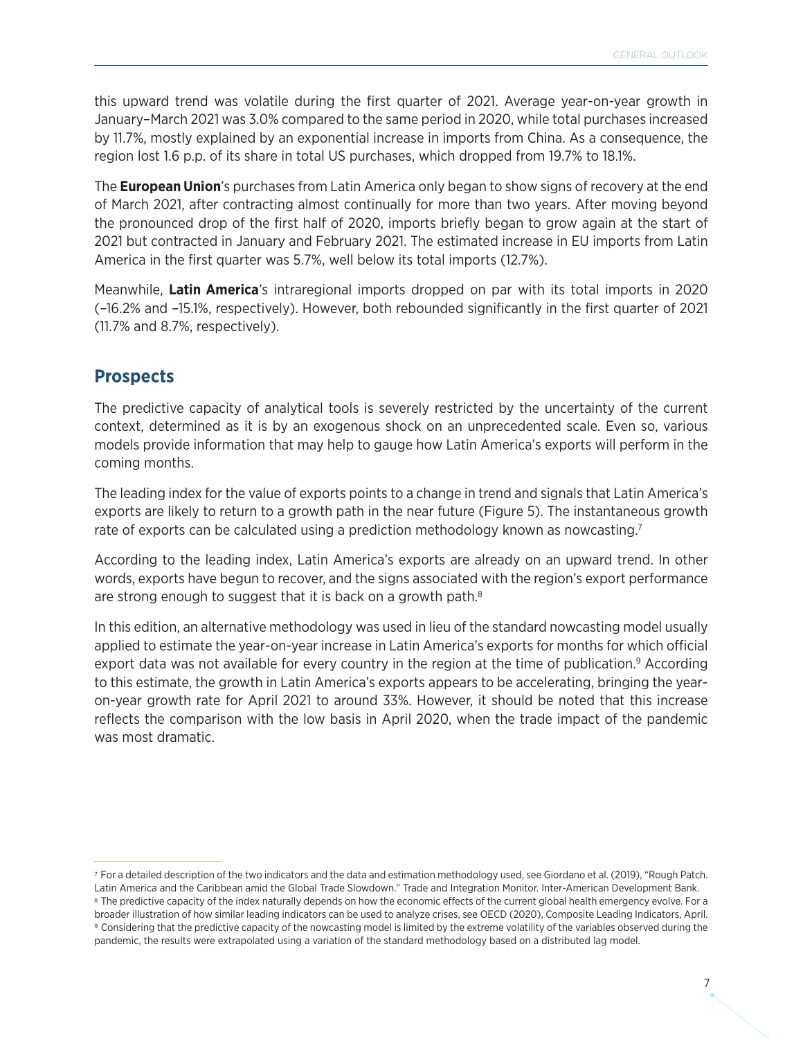this upward trend was volatile during the first quarter of 2021. Average year-on-year growth in January–March 2021 was 3.0% compared to the same period in 2020, while total purchases increased by 11.7%, mostly explained by an exponential increase in imports from China. As a consequence, the region lost 1.6 p.p. of its share in total US purchases, which dropped from 19.7% to 18.1%.

The **European Union**'s purchases from Latin America only began to show signs of recovery at the end of March 2021, after contracting almost continually for more than two years. After moving beyond the pronounced drop of the first half of 2020, imports briefly began to grow again at the start of 2021 but contracted in January and February 2021. The estimated increase in EU imports from Latin America in the first quarter was 5.7%, well below its total imports (12.7%).

Meanwhile, **Latin America**'s intraregional imports dropped on par with its total imports in 2020 (–16.2% and –15.1%, respectively). However, both rebounded significantly in the first quarter of 2021 (11.7% and 8.7%, respectively).

## Prospects

The predictive capacity of analytical tools is severely restricted by the uncertainty of the current context, determined as it is by an exogenous shock on an unprecedented scale. Even so, various models provide information that may help to gauge how Latin America's exports will perform in the coming months.

The leading index for the value of exports points to a change in trend and signals that Latin America's exports are likely to return to a growth path in the near future (Figure 5). The instantaneous growth rate of exports can be calculated using a prediction methodology known as nowcasting.[7]

According to the leading index, Latin America's exports are already on an upward trend. In other words, exports have begun to recover, and the signs associated with the region's export performance are strong enough to suggest that it is back on a growth path.[8]

In this edition, an alternative methodology was used in lieu of the standard nowcasting model usually applied to estimate the year-on-year increase in Latin America's exports for months for which official export data was not available for every country in the region at the time of publication.[9] According to this estimate, the growth in Latin America's exports appears to be accelerating, bringing the year-on-year growth rate for April 2021 to around 33%. However, it should be noted that this increase reflects the comparison with the low basis in April 2020, when the trade impact of the pandemic was most dramatic.

---

[7] For a detailed description of the two indicators and the data and estimation methodology used, see Giordano et al. (2019), "Rough Patch. Latin America and the Caribbean amid the Global Trade Slowdown." Trade and Integration Monitor. Inter-American Development Bank.

[8] The predictive capacity of the index naturally depends on how the economic effects of the current global health emergency evolve. For a broader illustration of how similar leading indicators can be used to analyze crises, see OECD (2020), Composite Leading Indicators, April.

[9] Considering that the predictive capacity of the nowcasting model is limited by the extreme volatility of the variables observed during the pandemic, the results were extrapolated using a variation of the standard methodology based on a distributed lag model.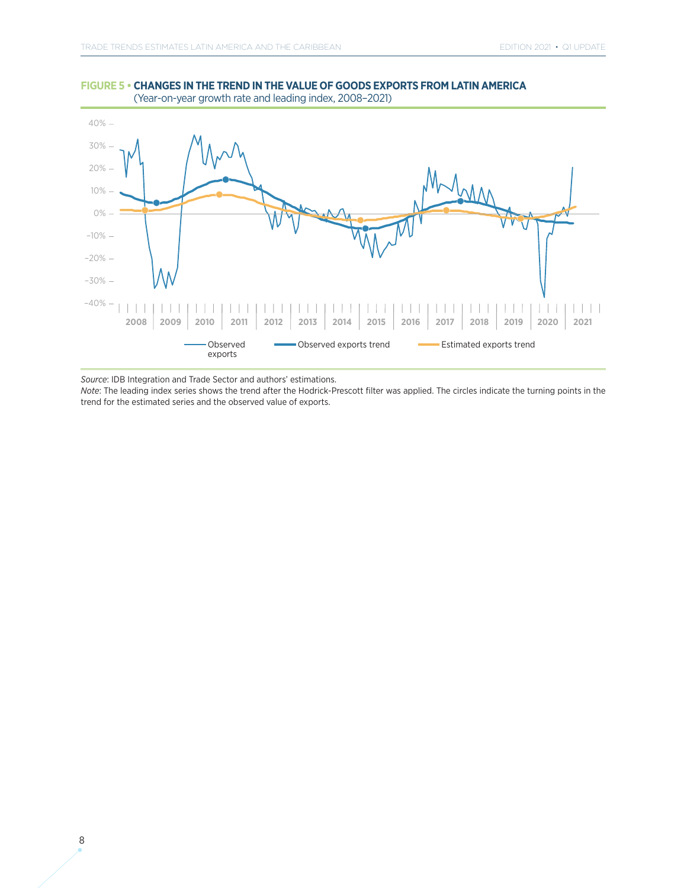**FIGURE 5 • CHANGES IN THE TREND IN THE VALUE OF GOODS EXPORTS FROM LATIN AMERICA**
(Year-on-year growth rate and leading index, 2008–2021)

*Source*: IDB Integration and Trade Sector and authors' estimations.
*Note*: The leading index series shows the trend after the Hodrick-Prescott filter was applied. The circles indicate the turning points in the trend for the estimated series and the observed value of exports.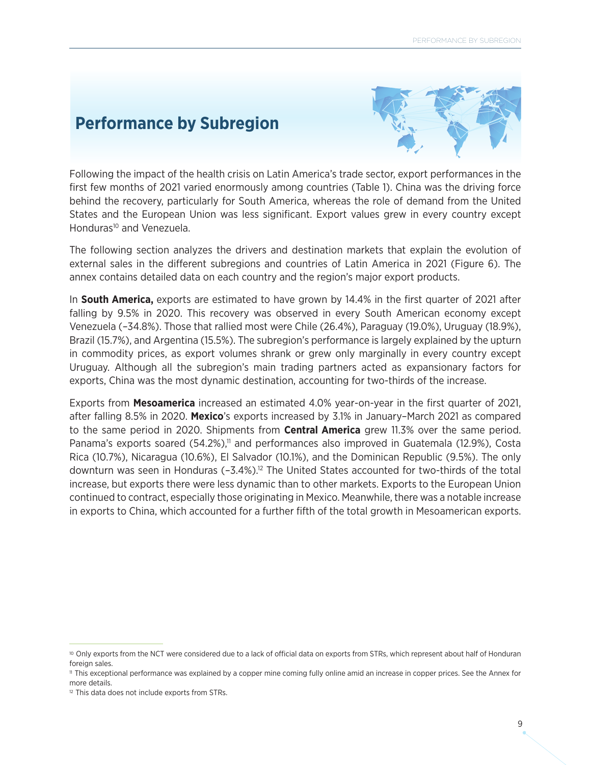# Performance by Subregion

Following the impact of the health crisis on Latin America's trade sector, export performances in the first few months of 2021 varied enormously among countries (Table 1). China was the driving force behind the recovery, particularly for South America, whereas the role of demand from the United States and the European Union was less significant. Export values grew in every country except Honduras[10] and Venezuela.

The following section analyzes the drivers and destination markets that explain the evolution of external sales in the different subregions and countries of Latin America in 2021 (Figure 6). The annex contains detailed data on each country and the region's major export products.

In **South America,** exports are estimated to have grown by 14.4% in the first quarter of 2021 after falling by 9.5% in 2020. This recovery was observed in every South American economy except Venezuela (–34.8%). Those that rallied most were Chile (26.4%), Paraguay (19.0%), Uruguay (18.9%), Brazil (15.7%), and Argentina (15.5%). The subregion's performance is largely explained by the upturn in commodity prices, as export volumes shrank or grew only marginally in every country except Uruguay. Although all the subregion's main trading partners acted as expansionary factors for exports, China was the most dynamic destination, accounting for two-thirds of the increase.

Exports from **Mesoamerica** increased an estimated 4.0% year-on-year in the first quarter of 2021, after falling 8.5% in 2020. **Mexico**'s exports increased by 3.1% in January–March 2021 as compared to the same period in 2020. Shipments from **Central America** grew 11.3% over the same period. Panama's exports soared (54.2%),[11] and performances also improved in Guatemala (12.9%), Costa Rica (10.7%), Nicaragua (10.6%), El Salvador (10.1%), and the Dominican Republic (9.5%). The only downturn was seen in Honduras (–3.4%).[12] The United States accounted for two-thirds of the total increase, but exports there were less dynamic than to other markets. Exports to the European Union continued to contract, especially those originating in Mexico. Meanwhile, there was a notable increase in exports to China, which accounted for a further fifth of the total growth in Mesoamerican exports.

---

[10] Only exports from the NCT were considered due to a lack of official data on exports from STRs, which represent about half of Honduran foreign sales.

[11] This exceptional performance was explained by a copper mine coming fully online amid an increase in copper prices. See the Annex for more details.

[12] This data does not include exports from STRs.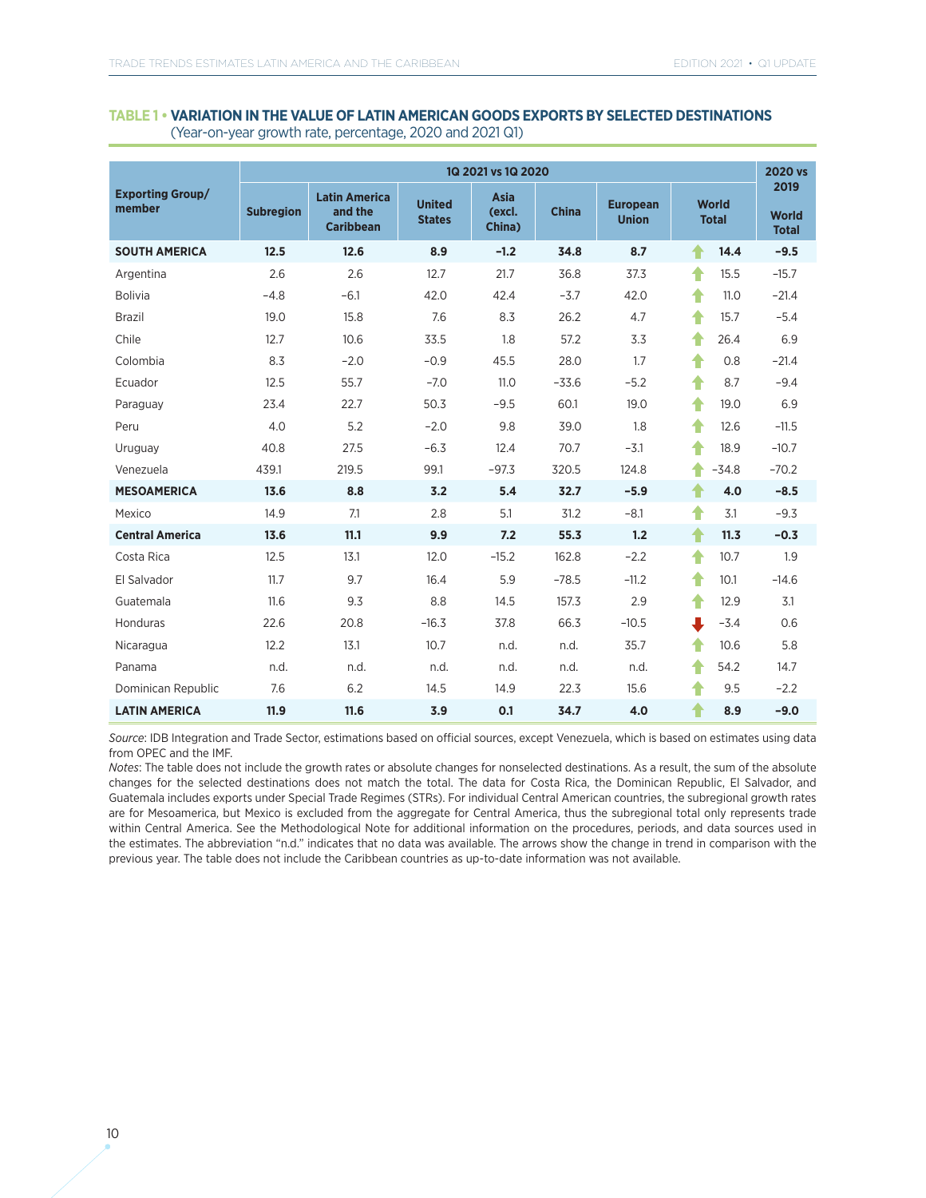**TABLE 1 • VARIATION IN THE VALUE OF LATIN AMERICAN GOODS EXPORTS BY SELECTED DESTINATIONS**
(Year-on-year growth rate, percentage, 2020 and 2021 Q1)

| Exporting Group/ member | 1Q 2021 vs 1Q 2020 | | | | | | | 2020 vs 2019 |
|---|---|---|---|---|---|---|---|---|
| | Subregion | Latin America and the Caribbean | United States | Asia (excl. China) | China | European Union | World Total | World Total |
| **SOUTH AMERICA** | **12.5** | **12.6** | **8.9** | **−1.2** | **34.8** | **8.7** | ↑ **14.4** | **−9.5** |
| Argentina | 2.6 | 2.6 | 12.7 | 21.7 | 36.8 | 37.3 | ↑ 15.5 | −15.7 |
| Bolivia | −4.8 | −6.1 | 42.0 | 42.4 | −3.7 | 42.0 | ↑ 11.0 | −21.4 |
| Brazil | 19.0 | 15.8 | 7.6 | 8.3 | 26.2 | 4.7 | ↑ 15.7 | −5.4 |
| Chile | 12.7 | 10.6 | 33.5 | 1.8 | 57.2 | 3.3 | ↑ 26.4 | 6.9 |
| Colombia | 8.3 | −2.0 | −0.9 | 45.5 | 28.0 | 1.7 | ↑ 0.8 | −21.4 |
| Ecuador | 12.5 | 55.7 | −7.0 | 11.0 | −33.6 | −5.2 | ↑ 8.7 | −9.4 |
| Paraguay | 23.4 | 22.7 | 50.3 | −9.5 | 60.1 | 19.0 | ↑ 19.0 | 6.9 |
| Peru | 4.0 | 5.2 | −2.0 | 9.8 | 39.0 | 1.8 | ↑ 12.6 | −11.5 |
| Uruguay | 40.8 | 27.5 | −6.3 | 12.4 | 70.7 | −3.1 | ↑ 18.9 | −10.7 |
| Venezuela | 439.1 | 219.5 | 99.1 | −97.3 | 320.5 | 124.8 | ↑ −34.8 | −70.2 |
| **MESOAMERICA** | **13.6** | **8.8** | **3.2** | **5.4** | **32.7** | **−5.9** | ↑ **4.0** | **−8.5** |
| Mexico | 14.9 | 7.1 | 2.8 | 5.1 | 31.2 | −8.1 | ↑ 3.1 | −9.3 |
| **Central America** | **13.6** | **11.1** | **9.9** | **7.2** | **55.3** | **1.2** | ↑ **11.3** | **−0.3** |
| Costa Rica | 12.5 | 13.1 | 12.0 | −15.2 | 162.8 | −2.2 | ↑ 10.7 | 1.9 |
| El Salvador | 11.7 | 9.7 | 16.4 | 5.9 | −78.5 | −11.2 | ↑ 10.1 | −14.6 |
| Guatemala | 11.6 | 9.3 | 8.8 | 14.5 | 157.3 | 2.9 | ↑ 12.9 | 3.1 |
| Honduras | 22.6 | 20.8 | −16.3 | 37.8 | 66.3 | −10.5 | ↓ −3.4 | 0.6 |
| Nicaragua | 12.2 | 13.1 | 10.7 | n.d. | n.d. | 35.7 | ↑ 10.6 | 5.8 |
| Panama | n.d. | n.d. | n.d. | n.d. | n.d. | n.d. | ↑ 54.2 | 14.7 |
| Dominican Republic | 7.6 | 6.2 | 14.5 | 14.9 | 22.3 | 15.6 | ↑ 9.5 | −2.2 |
| **LATIN AMERICA** | **11.9** | **11.6** | **3.9** | **0.1** | **34.7** | **4.0** | ↑ **8.9** | **−9.0** |

*Source*: IDB Integration and Trade Sector, estimations based on official sources, except Venezuela, which is based on estimates using data from OPEC and the IMF.

*Notes*: The table does not include the growth rates or absolute changes for nonselected destinations. As a result, the sum of the absolute changes for the selected destinations does not match the total. The data for Costa Rica, the Dominican Republic, El Salvador, and Guatemala includes exports under Special Trade Regimes (STRs). For individual Central American countries, the subregional growth rates are for Mesoamerica, but Mexico is excluded from the aggregate for Central America, thus the subregional total only represents trade within Central America. See the Methodological Note for additional information on the procedures, periods, and data sources used in the estimates. The abbreviation "n.d." indicates that no data was available. The arrows show the change in trend in comparison with the previous year. The table does not include the Caribbean countries as up-to-date information was not available.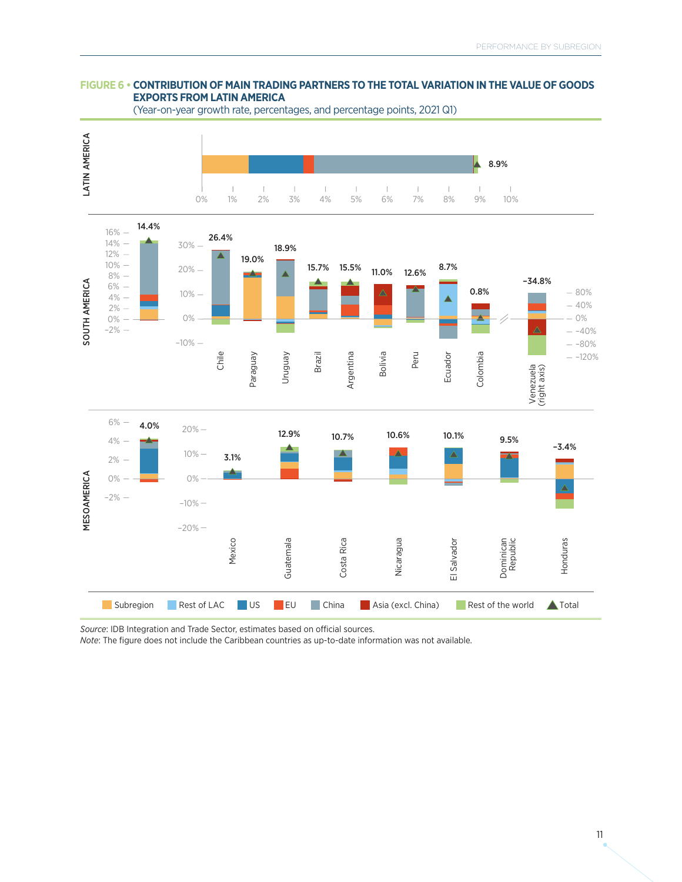**FIGURE 6 • CONTRIBUTION OF MAIN TRADING PARTNERS TO THE TOTAL VARIATION IN THE VALUE OF GOODS EXPORTS FROM LATIN AMERICA**
(Year-on-year growth rate, percentages, and percentage points, 2021 Q1)

LATIN AMERICA: 8.9%

SOUTH AMERICA: 14.4%

| Chile | Paraguay | Uruguay | Brazil | Argentina | Bolivia | Peru | Ecuador | Colombia | Venezuela (right axis) |
|---|---|---|---|---|---|---|---|---|---|
| 26.4% | 19.0% | 18.9% | 15.7% | 15.5% | 11.0% | 12.6% | 8.7% | 0.8% | -34.8% |

MESOAMERICA: 4.0%

| Mexico | Guatemala | Costa Rica | Nicaragua | El Salvador | Dominican Republic | Honduras |
|---|---|---|---|---|---|---|
| 3.1% | 12.9% | 10.7% | 10.6% | 10.1% | 9.5% | -3.4% |

Subregion | Rest of LAC | US | EU | China | Asia (excl. China) | Rest of the world | Total

*Source*: IDB Integration and Trade Sector, estimates based on official sources.
*Note*: The figure does not include the Caribbean countries as up-to-date information was not available.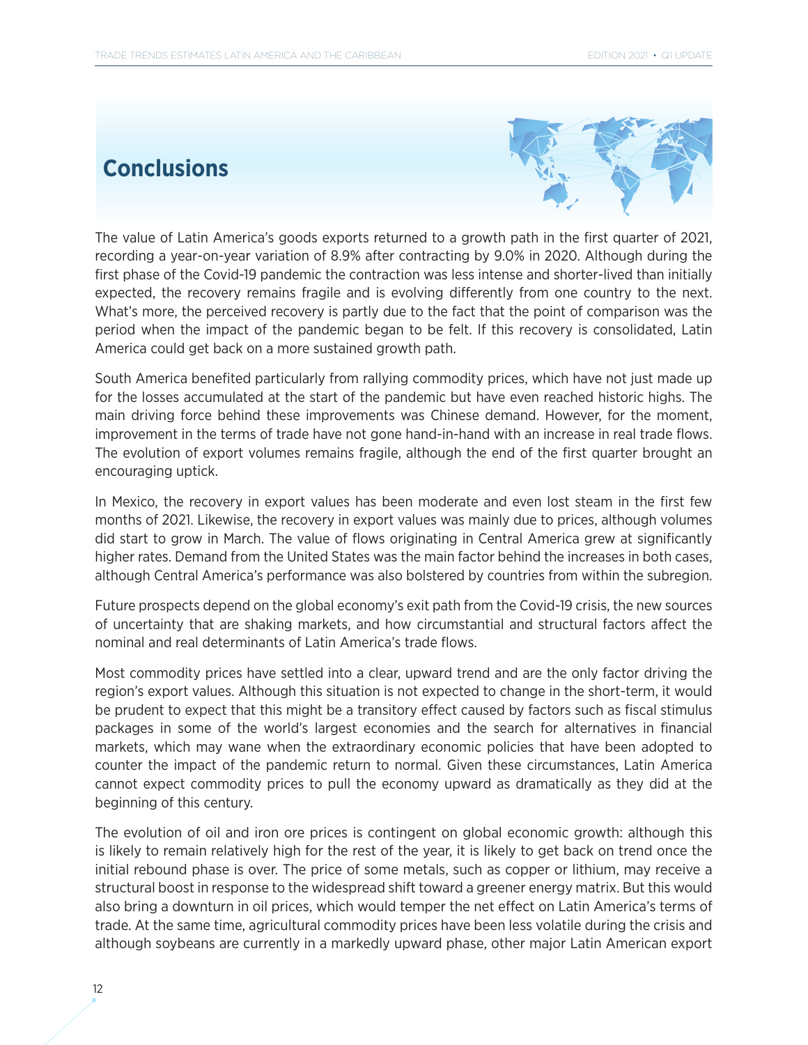## Conclusions

The value of Latin America's goods exports returned to a growth path in the first quarter of 2021, recording a year-on-year variation of 8.9% after contracting by 9.0% in 2020. Although during the first phase of the Covid-19 pandemic the contraction was less intense and shorter-lived than initially expected, the recovery remains fragile and is evolving differently from one country to the next. What's more, the perceived recovery is partly due to the fact that the point of comparison was the period when the impact of the pandemic began to be felt. If this recovery is consolidated, Latin America could get back on a more sustained growth path.

South America benefited particularly from rallying commodity prices, which have not just made up for the losses accumulated at the start of the pandemic but have even reached historic highs. The main driving force behind these improvements was Chinese demand. However, for the moment, improvement in the terms of trade have not gone hand-in-hand with an increase in real trade flows. The evolution of export volumes remains fragile, although the end of the first quarter brought an encouraging uptick.

In Mexico, the recovery in export values has been moderate and even lost steam in the first few months of 2021. Likewise, the recovery in export values was mainly due to prices, although volumes did start to grow in March. The value of flows originating in Central America grew at significantly higher rates. Demand from the United States was the main factor behind the increases in both cases, although Central America's performance was also bolstered by countries from within the subregion.

Future prospects depend on the global economy's exit path from the Covid-19 crisis, the new sources of uncertainty that are shaking markets, and how circumstantial and structural factors affect the nominal and real determinants of Latin America's trade flows.

Most commodity prices have settled into a clear, upward trend and are the only factor driving the region's export values. Although this situation is not expected to change in the short-term, it would be prudent to expect that this might be a transitory effect caused by factors such as fiscal stimulus packages in some of the world's largest economies and the search for alternatives in financial markets, which may wane when the extraordinary economic policies that have been adopted to counter the impact of the pandemic return to normal. Given these circumstances, Latin America cannot expect commodity prices to pull the economy upward as dramatically as they did at the beginning of this century.

The evolution of oil and iron ore prices is contingent on global economic growth: although this is likely to remain relatively high for the rest of the year, it is likely to get back on trend once the initial rebound phase is over. The price of some metals, such as copper or lithium, may receive a structural boost in response to the widespread shift toward a greener energy matrix. But this would also bring a downturn in oil prices, which would temper the net effect on Latin America's terms of trade. At the same time, agricultural commodity prices have been less volatile during the crisis and although soybeans are currently in a markedly upward phase, other major Latin American export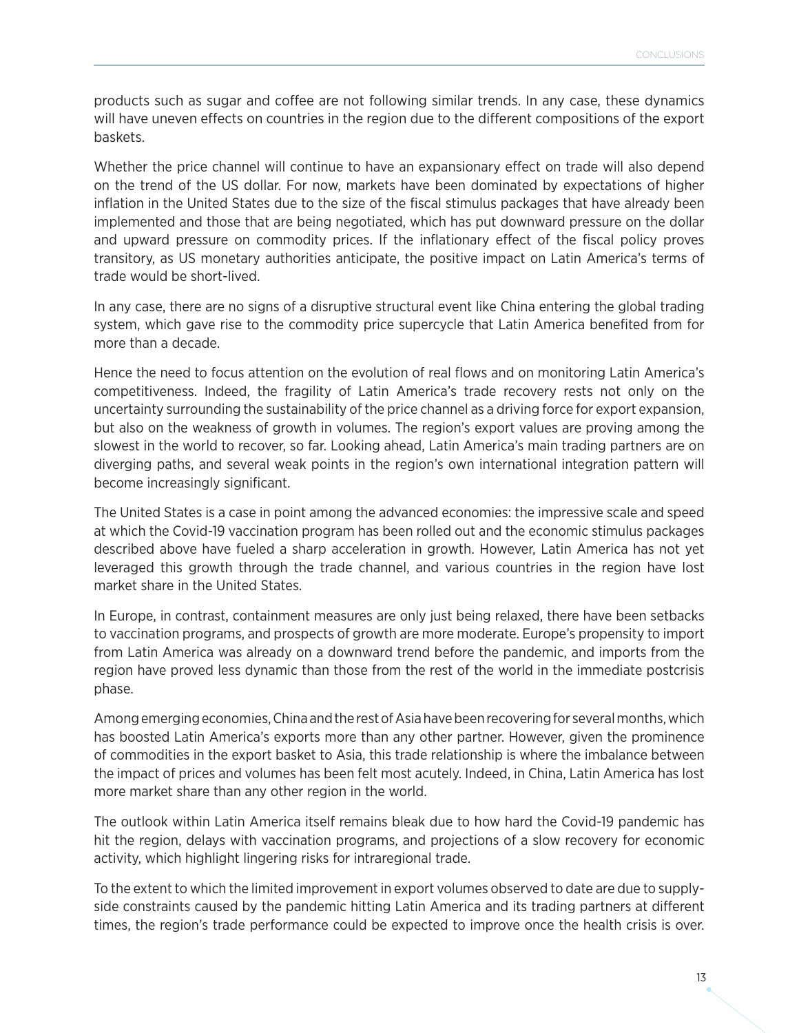products such as sugar and coffee are not following similar trends. In any case, these dynamics will have uneven effects on countries in the region due to the different compositions of the export baskets.

Whether the price channel will continue to have an expansionary effect on trade will also depend on the trend of the US dollar. For now, markets have been dominated by expectations of higher inflation in the United States due to the size of the fiscal stimulus packages that have already been implemented and those that are being negotiated, which has put downward pressure on the dollar and upward pressure on commodity prices. If the inflationary effect of the fiscal policy proves transitory, as US monetary authorities anticipate, the positive impact on Latin America's terms of trade would be short-lived.

In any case, there are no signs of a disruptive structural event like China entering the global trading system, which gave rise to the commodity price supercycle that Latin America benefited from for more than a decade.

Hence the need to focus attention on the evolution of real flows and on monitoring Latin America's competitiveness. Indeed, the fragility of Latin America's trade recovery rests not only on the uncertainty surrounding the sustainability of the price channel as a driving force for export expansion, but also on the weakness of growth in volumes. The region's export values are proving among the slowest in the world to recover, so far. Looking ahead, Latin America's main trading partners are on diverging paths, and several weak points in the region's own international integration pattern will become increasingly significant.

The United States is a case in point among the advanced economies: the impressive scale and speed at which the Covid-19 vaccination program has been rolled out and the economic stimulus packages described above have fueled a sharp acceleration in growth. However, Latin America has not yet leveraged this growth through the trade channel, and various countries in the region have lost market share in the United States.

In Europe, in contrast, containment measures are only just being relaxed, there have been setbacks to vaccination programs, and prospects of growth are more moderate. Europe's propensity to import from Latin America was already on a downward trend before the pandemic, and imports from the region have proved less dynamic than those from the rest of the world in the immediate postcrisis phase.

Among emerging economies, China and the rest of Asia have been recovering for several months, which has boosted Latin America's exports more than any other partner. However, given the prominence of commodities in the export basket to Asia, this trade relationship is where the imbalance between the impact of prices and volumes has been felt most acutely. Indeed, in China, Latin America has lost more market share than any other region in the world.

The outlook within Latin America itself remains bleak due to how hard the Covid-19 pandemic has hit the region, delays with vaccination programs, and projections of a slow recovery for economic activity, which highlight lingering risks for intraregional trade.

To the extent to which the limited improvement in export volumes observed to date are due to supply-side constraints caused by the pandemic hitting Latin America and its trading partners at different times, the region's trade performance could be expected to improve once the health crisis is over.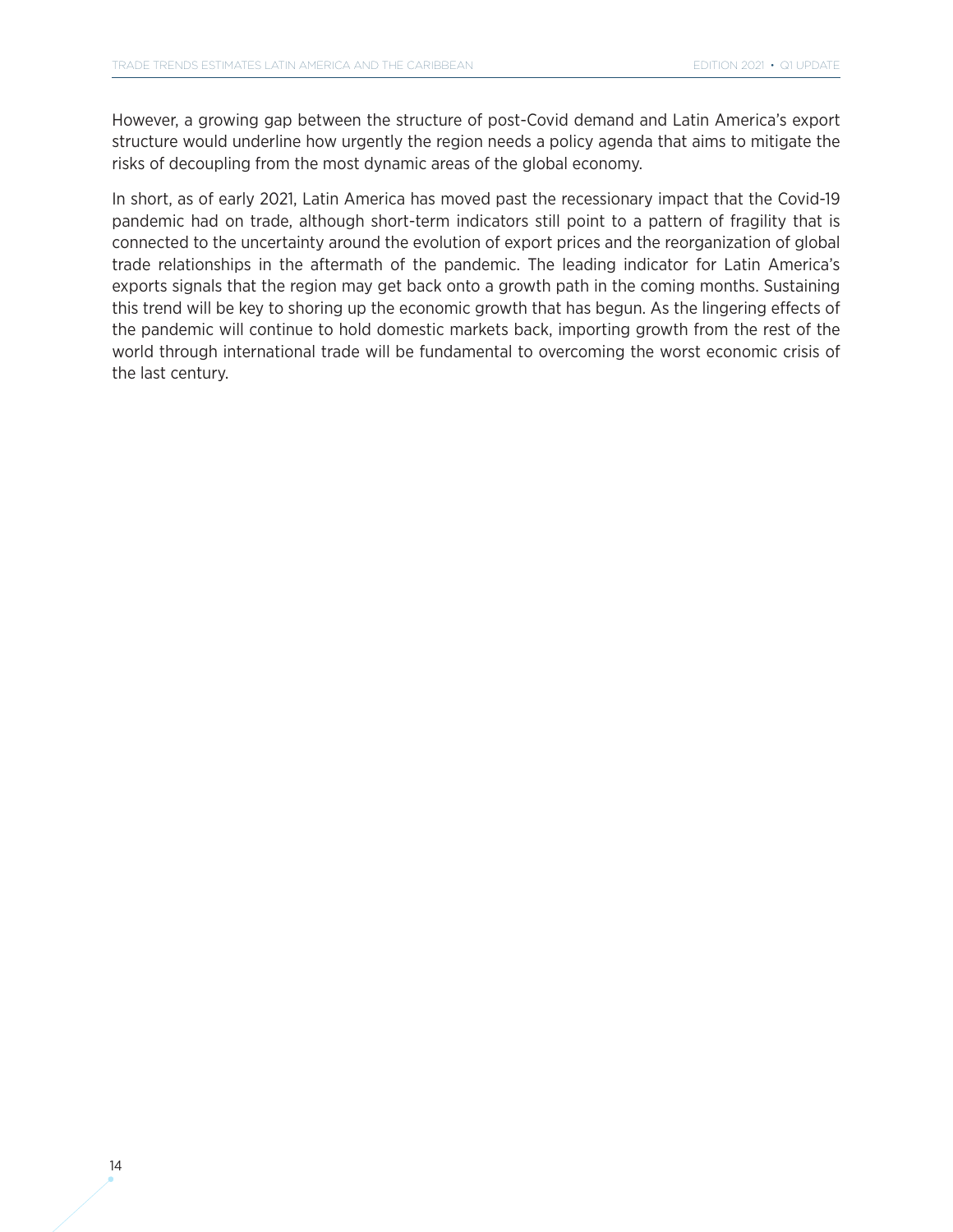However, a growing gap between the structure of post-Covid demand and Latin America's export structure would underline how urgently the region needs a policy agenda that aims to mitigate the risks of decoupling from the most dynamic areas of the global economy.

In short, as of early 2021, Latin America has moved past the recessionary impact that the Covid-19 pandemic had on trade, although short-term indicators still point to a pattern of fragility that is connected to the uncertainty around the evolution of export prices and the reorganization of global trade relationships in the aftermath of the pandemic. The leading indicator for Latin America's exports signals that the region may get back onto a growth path in the coming months. Sustaining this trend will be key to shoring up the economic growth that has begun. As the lingering effects of the pandemic will continue to hold domestic markets back, importing growth from the rest of the world through international trade will be fundamental to overcoming the worst economic crisis of the last century.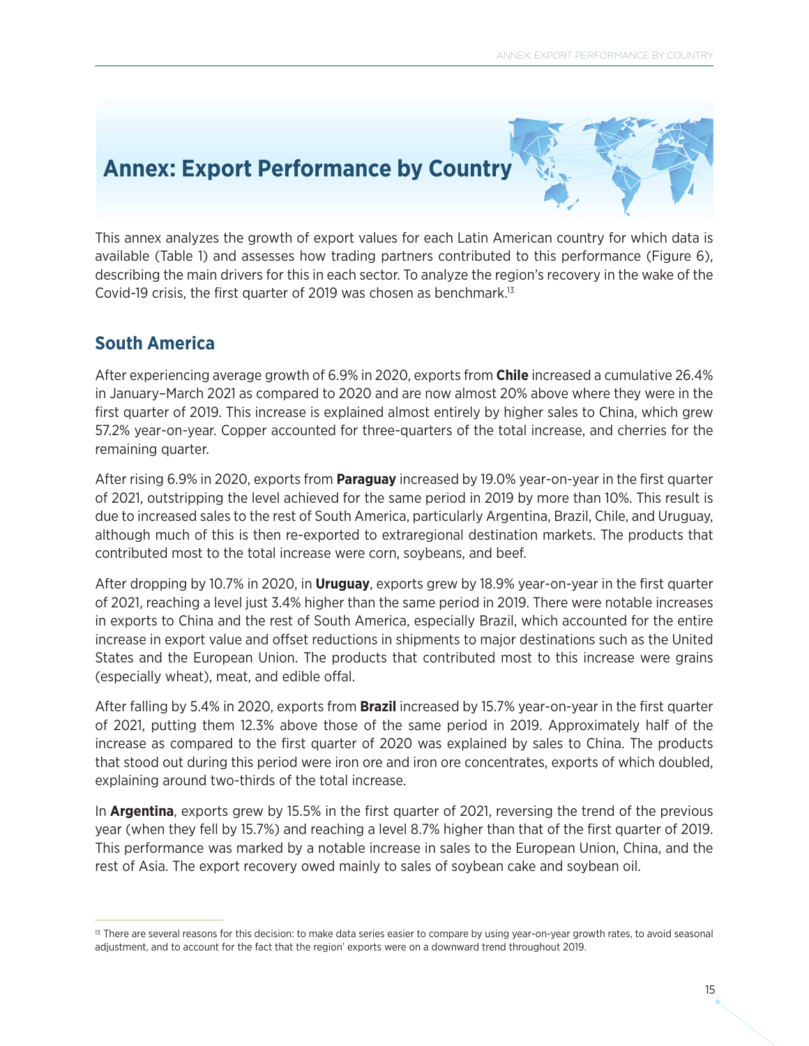# Annex: Export Performance by Country

This annex analyzes the growth of export values for each Latin American country for which data is available (Table 1) and assesses how trading partners contributed to this performance (Figure 6), describing the main drivers for this in each sector. To analyze the region's recovery in the wake of the Covid-19 crisis, the first quarter of 2019 was chosen as benchmark.[13]

## South America

After experiencing average growth of 6.9% in 2020, exports from **Chile** increased a cumulative 26.4% in January–March 2021 as compared to 2020 and are now almost 20% above where they were in the first quarter of 2019. This increase is explained almost entirely by higher sales to China, which grew 57.2% year-on-year. Copper accounted for three-quarters of the total increase, and cherries for the remaining quarter.

After rising 6.9% in 2020, exports from **Paraguay** increased by 19.0% year-on-year in the first quarter of 2021, outstripping the level achieved for the same period in 2019 by more than 10%. This result is due to increased sales to the rest of South America, particularly Argentina, Brazil, Chile, and Uruguay, although much of this is then re-exported to extraregional destination markets. The products that contributed most to the total increase were corn, soybeans, and beef.

After dropping by 10.7% in 2020, in **Uruguay**, exports grew by 18.9% year-on-year in the first quarter of 2021, reaching a level just 3.4% higher than the same period in 2019. There were notable increases in exports to China and the rest of South America, especially Brazil, which accounted for the entire increase in export value and offset reductions in shipments to major destinations such as the United States and the European Union. The products that contributed most to this increase were grains (especially wheat), meat, and edible offal.

After falling by 5.4% in 2020, exports from **Brazil** increased by 15.7% year-on-year in the first quarter of 2021, putting them 12.3% above those of the same period in 2019. Approximately half of the increase as compared to the first quarter of 2020 was explained by sales to China. The products that stood out during this period were iron ore and iron ore concentrates, exports of which doubled, explaining around two-thirds of the total increase.

In **Argentina**, exports grew by 15.5% in the first quarter of 2021, reversing the trend of the previous year (when they fell by 15.7%) and reaching a level 8.7% higher than that of the first quarter of 2019. This performance was marked by a notable increase in sales to the European Union, China, and the rest of Asia. The export recovery owed mainly to sales of soybean cake and soybean oil.

[13] There are several reasons for this decision: to make data series easier to compare by using year-on-year growth rates, to avoid seasonal adjustment, and to account for the fact that the region' exports were on a downward trend throughout 2019.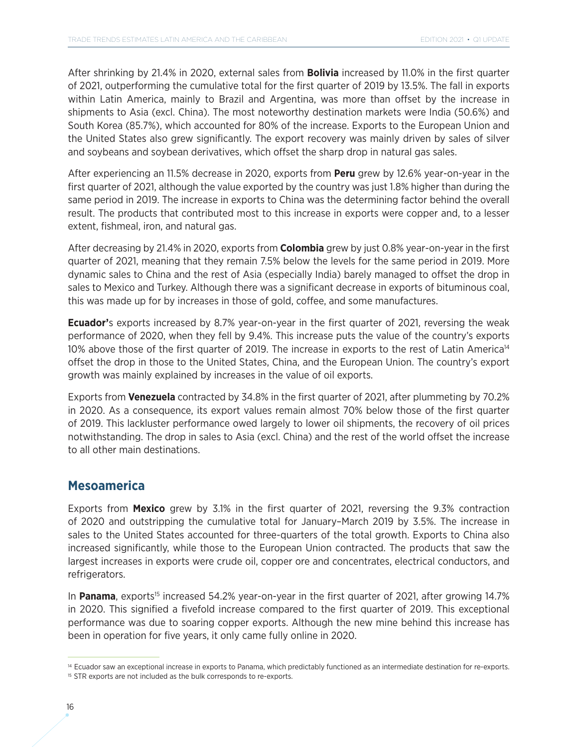After shrinking by 21.4% in 2020, external sales from **Bolivia** increased by 11.0% in the first quarter of 2021, outperforming the cumulative total for the first quarter of 2019 by 13.5%. The fall in exports within Latin America, mainly to Brazil and Argentina, was more than offset by the increase in shipments to Asia (excl. China). The most noteworthy destination markets were India (50.6%) and South Korea (85.7%), which accounted for 80% of the increase. Exports to the European Union and the United States also grew significantly. The export recovery was mainly driven by sales of silver and soybeans and soybean derivatives, which offset the sharp drop in natural gas sales.

After experiencing an 11.5% decrease in 2020, exports from **Peru** grew by 12.6% year-on-year in the first quarter of 2021, although the value exported by the country was just 1.8% higher than during the same period in 2019. The increase in exports to China was the determining factor behind the overall result. The products that contributed most to this increase in exports were copper and, to a lesser extent, fishmeal, iron, and natural gas.

After decreasing by 21.4% in 2020, exports from **Colombia** grew by just 0.8% year-on-year in the first quarter of 2021, meaning that they remain 7.5% below the levels for the same period in 2019. More dynamic sales to China and the rest of Asia (especially India) barely managed to offset the drop in sales to Mexico and Turkey. Although there was a significant decrease in exports of bituminous coal, this was made up for by increases in those of gold, coffee, and some manufactures.

**Ecuador'**s exports increased by 8.7% year-on-year in the first quarter of 2021, reversing the weak performance of 2020, when they fell by 9.4%. This increase puts the value of the country's exports 10% above those of the first quarter of 2019. The increase in exports to the rest of Latin America[14] offset the drop in those to the United States, China, and the European Union. The country's export growth was mainly explained by increases in the value of oil exports.

Exports from **Venezuela** contracted by 34.8% in the first quarter of 2021, after plummeting by 70.2% in 2020. As a consequence, its export values remain almost 70% below those of the first quarter of 2019. This lackluster performance owed largely to lower oil shipments, the recovery of oil prices notwithstanding. The drop in sales to Asia (excl. China) and the rest of the world offset the increase to all other main destinations.

## Mesoamerica

Exports from **Mexico** grew by 3.1% in the first quarter of 2021, reversing the 9.3% contraction of 2020 and outstripping the cumulative total for January–March 2019 by 3.5%. The increase in sales to the United States accounted for three-quarters of the total growth. Exports to China also increased significantly, while those to the European Union contracted. The products that saw the largest increases in exports were crude oil, copper ore and concentrates, electrical conductors, and refrigerators.

In **Panama**, exports[15] increased 54.2% year-on-year in the first quarter of 2021, after growing 14.7% in 2020. This signified a fivefold increase compared to the first quarter of 2019. This exceptional performance was due to soaring copper exports. Although the new mine behind this increase has been in operation for five years, it only came fully online in 2020.

[14] Ecuador saw an exceptional increase in exports to Panama, which predictably functioned as an intermediate destination for re-exports.

[15] STR exports are not included as the bulk corresponds to re-exports.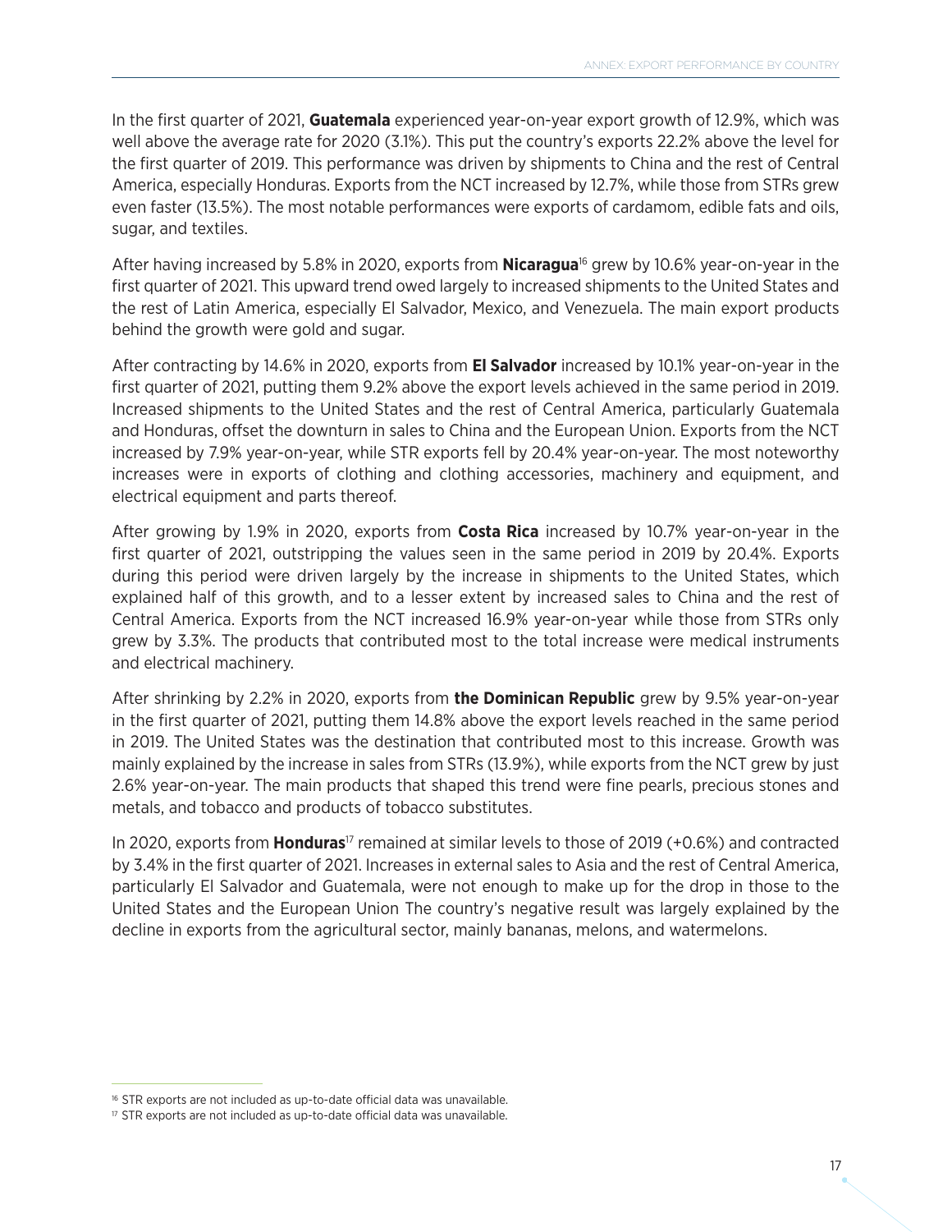In the first quarter of 2021, **Guatemala** experienced year-on-year export growth of 12.9%, which was well above the average rate for 2020 (3.1%). This put the country's exports 22.2% above the level for the first quarter of 2019. This performance was driven by shipments to China and the rest of Central America, especially Honduras. Exports from the NCT increased by 12.7%, while those from STRs grew even faster (13.5%). The most notable performances were exports of cardamom, edible fats and oils, sugar, and textiles.

After having increased by 5.8% in 2020, exports from **Nicaragua**[16] grew by 10.6% year-on-year in the first quarter of 2021. This upward trend owed largely to increased shipments to the United States and the rest of Latin America, especially El Salvador, Mexico, and Venezuela. The main export products behind the growth were gold and sugar.

After contracting by 14.6% in 2020, exports from **El Salvador** increased by 10.1% year-on-year in the first quarter of 2021, putting them 9.2% above the export levels achieved in the same period in 2019. Increased shipments to the United States and the rest of Central America, particularly Guatemala and Honduras, offset the downturn in sales to China and the European Union. Exports from the NCT increased by 7.9% year-on-year, while STR exports fell by 20.4% year-on-year. The most noteworthy increases were in exports of clothing and clothing accessories, machinery and equipment, and electrical equipment and parts thereof.

After growing by 1.9% in 2020, exports from **Costa Rica** increased by 10.7% year-on-year in the first quarter of 2021, outstripping the values seen in the same period in 2019 by 20.4%. Exports during this period were driven largely by the increase in shipments to the United States, which explained half of this growth, and to a lesser extent by increased sales to China and the rest of Central America. Exports from the NCT increased 16.9% year-on-year while those from STRs only grew by 3.3%. The products that contributed most to the total increase were medical instruments and electrical machinery.

After shrinking by 2.2% in 2020, exports from **the Dominican Republic** grew by 9.5% year-on-year in the first quarter of 2021, putting them 14.8% above the export levels reached in the same period in 2019. The United States was the destination that contributed most to this increase. Growth was mainly explained by the increase in sales from STRs (13.9%), while exports from the NCT grew by just 2.6% year-on-year. The main products that shaped this trend were fine pearls, precious stones and metals, and tobacco and products of tobacco substitutes.

In 2020, exports from **Honduras**[17] remained at similar levels to those of 2019 (+0.6%) and contracted by 3.4% in the first quarter of 2021. Increases in external sales to Asia and the rest of Central America, particularly El Salvador and Guatemala, were not enough to make up for the drop in those to the United States and the European Union The country's negative result was largely explained by the decline in exports from the agricultural sector, mainly bananas, melons, and watermelons.

---

[16] STR exports are not included as up-to-date official data was unavailable.

[17] STR exports are not included as up-to-date official data was unavailable.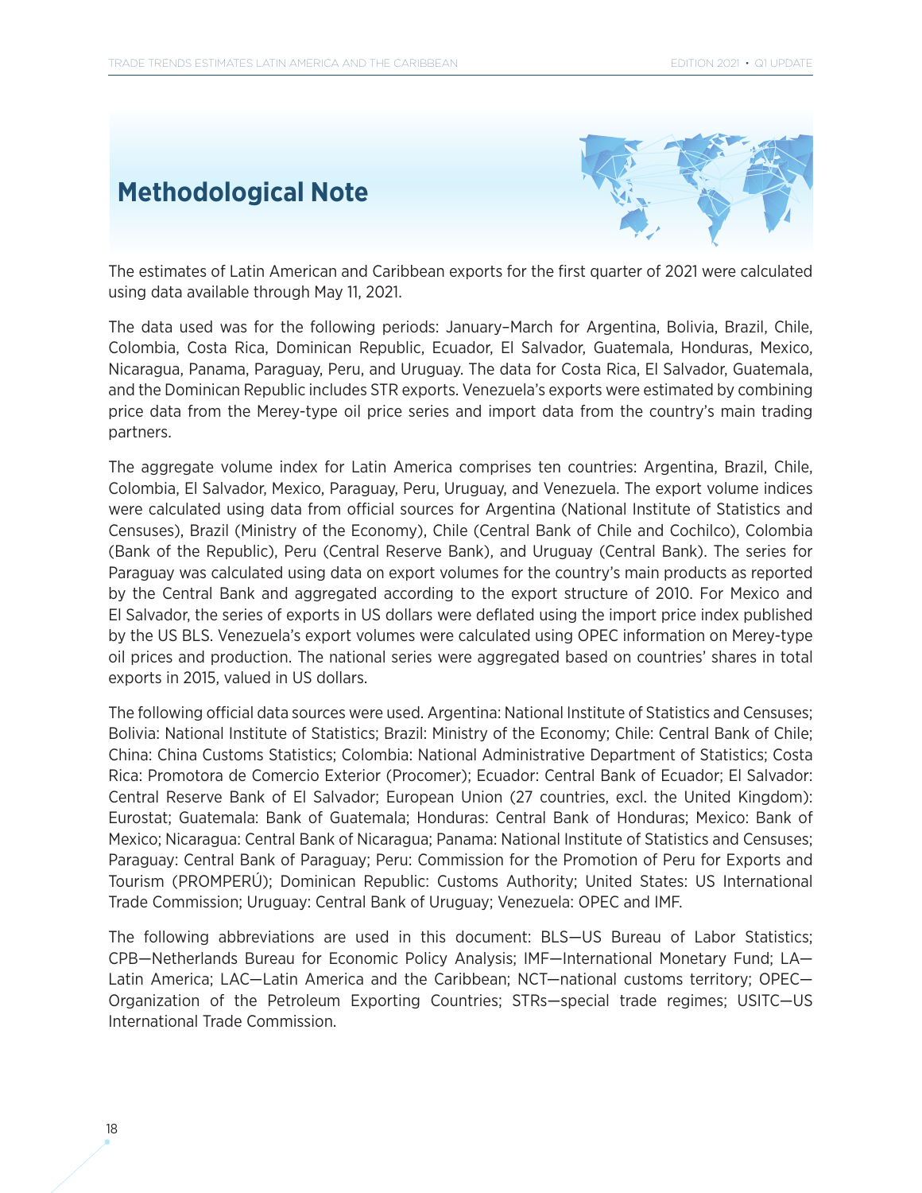# Methodological Note

The estimates of Latin American and Caribbean exports for the first quarter of 2021 were calculated using data available through May 11, 2021.

The data used was for the following periods: January–March for Argentina, Bolivia, Brazil, Chile, Colombia, Costa Rica, Dominican Republic, Ecuador, El Salvador, Guatemala, Honduras, Mexico, Nicaragua, Panama, Paraguay, Peru, and Uruguay. The data for Costa Rica, El Salvador, Guatemala, and the Dominican Republic includes STR exports. Venezuela's exports were estimated by combining price data from the Merey-type oil price series and import data from the country's main trading partners.

The aggregate volume index for Latin America comprises ten countries: Argentina, Brazil, Chile, Colombia, El Salvador, Mexico, Paraguay, Peru, Uruguay, and Venezuela. The export volume indices were calculated using data from official sources for Argentina (National Institute of Statistics and Censuses), Brazil (Ministry of the Economy), Chile (Central Bank of Chile and Cochilco), Colombia (Bank of the Republic), Peru (Central Reserve Bank), and Uruguay (Central Bank). The series for Paraguay was calculated using data on export volumes for the country's main products as reported by the Central Bank and aggregated according to the export structure of 2010. For Mexico and El Salvador, the series of exports in US dollars were deflated using the import price index published by the US BLS. Venezuela's export volumes were calculated using OPEC information on Merey-type oil prices and production. The national series were aggregated based on countries' shares in total exports in 2015, valued in US dollars.

The following official data sources were used. Argentina: National Institute of Statistics and Censuses; Bolivia: National Institute of Statistics; Brazil: Ministry of the Economy; Chile: Central Bank of Chile; China: China Customs Statistics; Colombia: National Administrative Department of Statistics; Costa Rica: Promotora de Comercio Exterior (Procomer); Ecuador: Central Bank of Ecuador; El Salvador: Central Reserve Bank of El Salvador; European Union (27 countries, excl. the United Kingdom): Eurostat; Guatemala: Bank of Guatemala; Honduras: Central Bank of Honduras; Mexico: Bank of Mexico; Nicaragua: Central Bank of Nicaragua; Panama: National Institute of Statistics and Censuses; Paraguay: Central Bank of Paraguay; Peru: Commission for the Promotion of Peru for Exports and Tourism (PROMPERÚ); Dominican Republic: Customs Authority; United States: US International Trade Commission; Uruguay: Central Bank of Uruguay; Venezuela: OPEC and IMF.

The following abbreviations are used in this document: BLS—US Bureau of Labor Statistics; CPB—Netherlands Bureau for Economic Policy Analysis; IMF—International Monetary Fund; LA—Latin America; LAC—Latin America and the Caribbean; NCT—national customs territory; OPEC—Organization of the Petroleum Exporting Countries; STRs—special trade regimes; USITC—US International Trade Commission.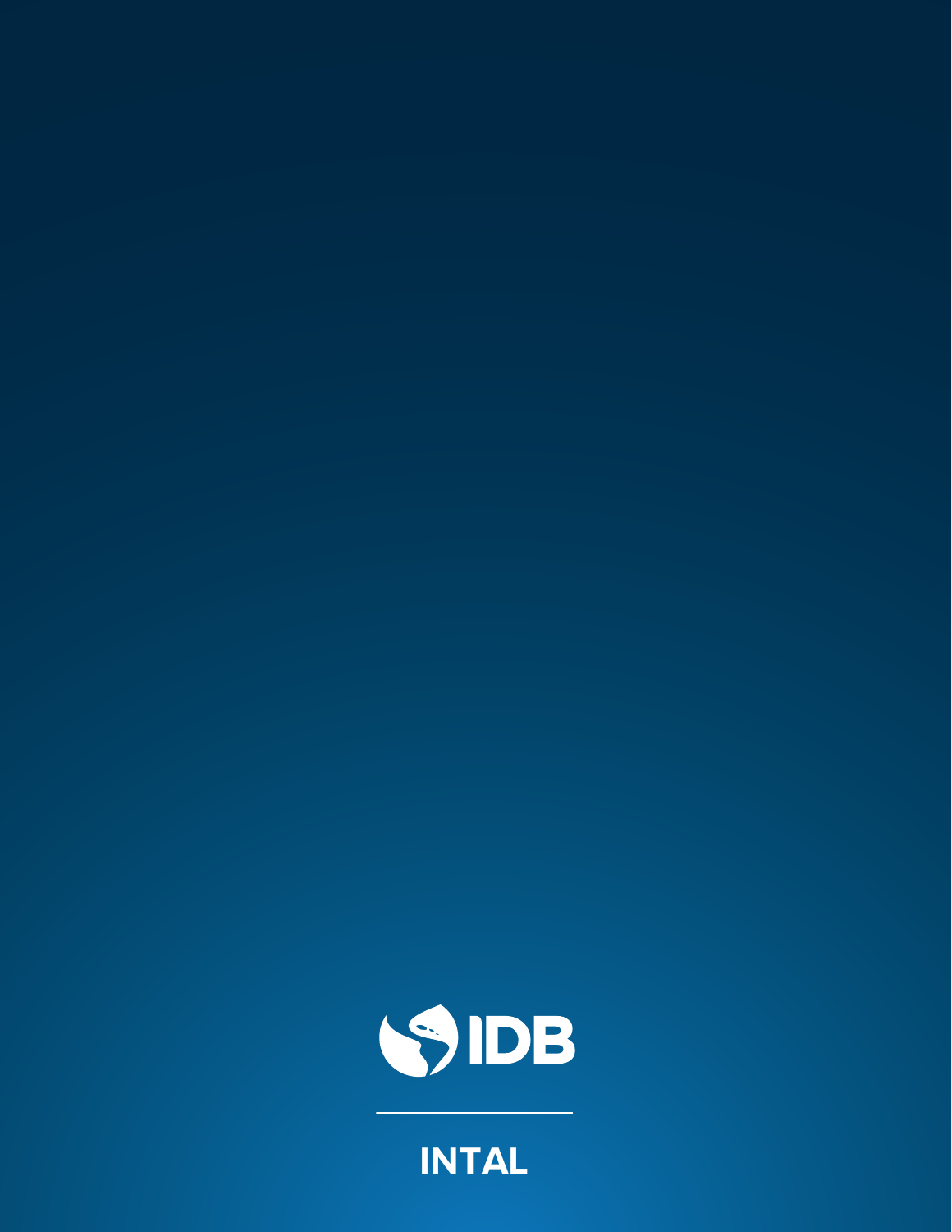IDB

INTAL